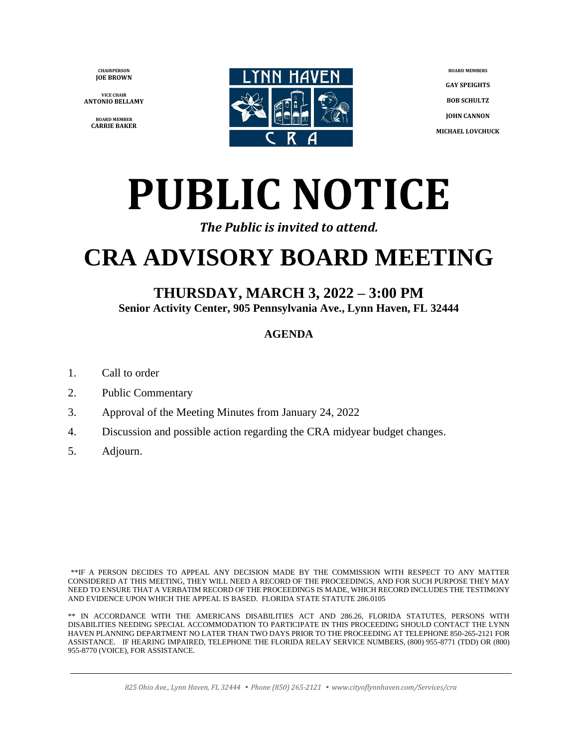CHAIRPERSON
**JOE BROWN**

VICE CHAIR
**ANTONIO BELLAMY**

BOARD MEMBER
**CARRIE BAKER**

LYNN HAVEN CRA

BOARD MEMBERS

**GAY SPEIGHTS**

**BOB SCHULTZ**

**JOHN CANNON**

**MICHAEL LOVCHUCK**

# PUBLIC NOTICE

***The Public is invited to attend.***

# CRA ADVISORY BOARD MEETING

## THURSDAY, MARCH 3, 2022 – 3:00 PM

**Senior Activity Center, 905 Pennsylvania Ave., Lynn Haven, FL 32444**

**AGENDA**

1. Call to order
2. Public Commentary
3. Approval of the Meeting Minutes from January 24, 2022
4. Discussion and possible action regarding the CRA midyear budget changes.
5. Adjourn.

**IF A PERSON DECIDES TO APPEAL ANY DECISION MADE BY THE COMMISSION WITH RESPECT TO ANY MATTER CONSIDERED AT THIS MEETING, THEY WILL NEED A RECORD OF THE PROCEEDINGS, AND FOR SUCH PURPOSE THEY MAY NEED TO ENSURE THAT A VERBATIM RECORD OF THE PROCEEDINGS IS MADE, WHICH RECORD INCLUDES THE TESTIMONY AND EVIDENCE UPON WHICH THE APPEAL IS BASED. FLORIDA STATE STATUTE 286.0105

** IN ACCORDANCE WITH THE AMERICANS DISABILITIES ACT AND 286.26, FLORIDA STATUTES, PERSONS WITH DISABILITIES NEEDING SPECIAL ACCOMMODATION TO PARTICIPATE IN THIS PROCEEDING SHOULD CONTACT THE LYNN HAVEN PLANNING DEPARTMENT NO LATER THAN TWO DAYS PRIOR TO THE PROCEEDING AT TELEPHONE 850-265-2121 FOR ASSISTANCE. IF HEARING IMPAIRED, TELEPHONE THE FLORIDA RELAY SERVICE NUMBERS, (800) 955-8771 (TDD) OR (800) 955-8770 (VOICE), FOR ASSISTANCE.

*825 Ohio Ave., Lynn Haven, FL 32444 • Phone (850) 265-2121 • www.cityoflynnhaven.com/Services/cra*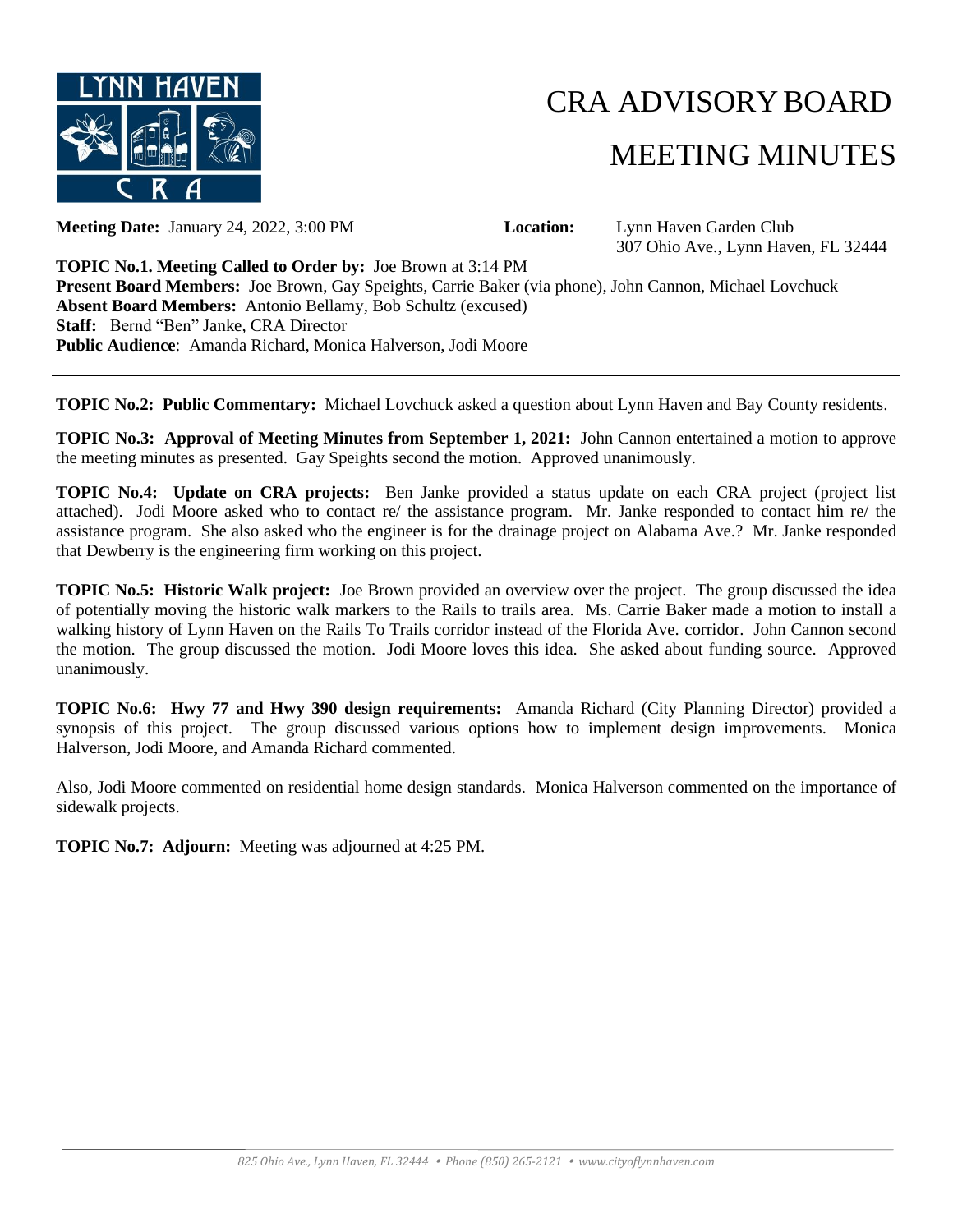# CRA ADVISORY BOARD

# MEETING MINUTES

**Meeting Date:** January 24, 2022, 3:00 PM

**Location:** Lynn Haven Garden Club
307 Ohio Ave., Lynn Haven, FL 32444

**TOPIC No.1. Meeting Called to Order by:** Joe Brown at 3:14 PM
**Present Board Members:** Joe Brown, Gay Speights, Carrie Baker (via phone), John Cannon, Michael Lovchuck
**Absent Board Members:** Antonio Bellamy, Bob Schultz (excused)
**Staff:** Bernd "Ben" Janke, CRA Director
**Public Audience**: Amanda Richard, Monica Halverson, Jodi Moore

---

**TOPIC No.2: Public Commentary:** Michael Lovchuck asked a question about Lynn Haven and Bay County residents.

**TOPIC No.3: Approval of Meeting Minutes from September 1, 2021:** John Cannon entertained a motion to approve the meeting minutes as presented. Gay Speights second the motion. Approved unanimously.

**TOPIC No.4: Update on CRA projects:** Ben Janke provided a status update on each CRA project (project list attached). Jodi Moore asked who to contact re/ the assistance program. Mr. Janke responded to contact him re/ the assistance program. She also asked who the engineer is for the drainage project on Alabama Ave.? Mr. Janke responded that Dewberry is the engineering firm working on this project.

**TOPIC No.5: Historic Walk project:** Joe Brown provided an overview over the project. The group discussed the idea of potentially moving the historic walk markers to the Rails to trails area. Ms. Carrie Baker made a motion to install a walking history of Lynn Haven on the Rails To Trails corridor instead of the Florida Ave. corridor. John Cannon second the motion. The group discussed the motion. Jodi Moore loves this idea. She asked about funding source. Approved unanimously.

**TOPIC No.6: Hwy 77 and Hwy 390 design requirements:** Amanda Richard (City Planning Director) provided a synopsis of this project. The group discussed various options how to implement design improvements. Monica Halverson, Jodi Moore, and Amanda Richard commented.

Also, Jodi Moore commented on residential home design standards. Monica Halverson commented on the importance of sidewalk projects.

**TOPIC No.7: Adjourn:** Meeting was adjourned at 4:25 PM.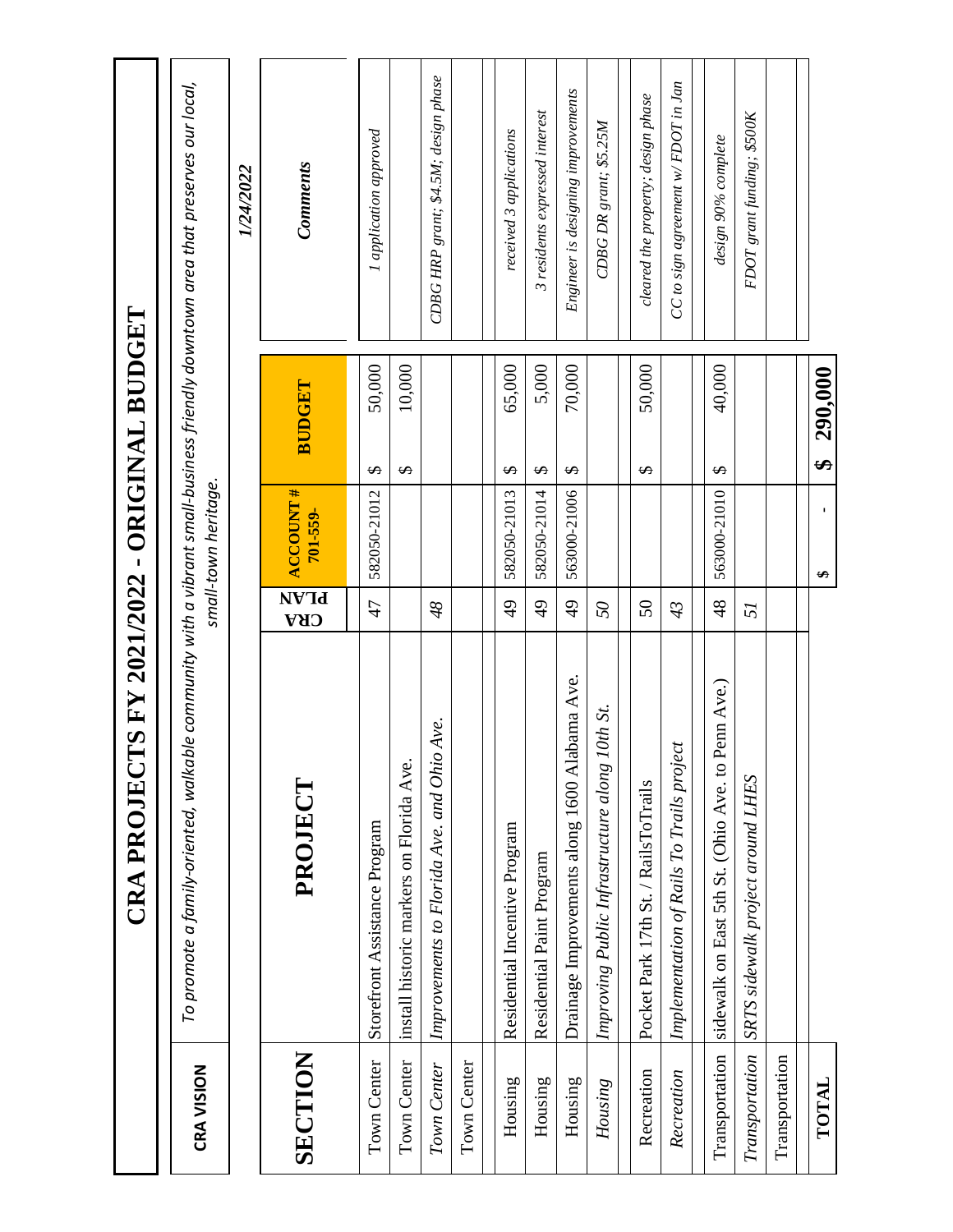# CRA PROJECTS FY 2021/2022 - ORIGINAL BUDGET

**CRA VISION** | *To promote a family-oriented, walkable community with a vibrant small-business friendly downtown area that preserves our local, small-town heritage.*

**1/24/2022**

| SECTION | PROJECT | CRA PLAN | ACCOUNT # 701-559- | BUDGET | Comments |
|---|---|---|---|---|---|
| Town Center | Storefront Assistance Program | 47 | 582050-21012 | $ 50,000 | *1 application approved* |
| Town Center | install historic markers on Florida Ave. | | | $ 10,000 | |
| *Town Center* | *Improvements to Florida Ave. and Ohio Ave.* | *48* | | | *CDBG HRP grant; $4.5M; design phase* |
| Town Center | | | | | |
| | | | | | |
| Housing | Residential Incentive Program | 49 | 582050-21013 | $ 65,000 | *received 3 applications* |
| Housing | Residential Paint Program | 49 | 582050-21014 | $ 5,000 | *3 residents expressed interest* |
| Housing | Drainage Improvements along 1600 Alabama Ave. | 49 | 563000-21006 | $ 70,000 | *Engineer is designing improvements* |
| *Housing* | *Improving Public Infrastructure along 10th St.* | *50* | | | *CDBG DR grant; $5.25M* |
| | | | | | |
| Recreation | Pocket Park 17th St. / RailsToTrails | 50 | | $ 50,000 | *cleared the property; design phase* |
| *Recreation* | *Implementation of Rails To Trails project* | *43* | | | *CC to sign agreement w/ FDOT in Jan* |
| | | | | | |
| Transportation | sidewalk on East 5th St. (Ohio Ave. to Penn Ave.) | 48 | 563000-21010 | $ 40,000 | *design 90% complete* |
| *Transportation* | *SRTS sidewalk project around LHES* | *51* | | | *FDOT grant funding; $500K* |
| Transportation | | | | | |
| | | | | | |
| **TOTAL** | | | $ - | **$ 290,000** | |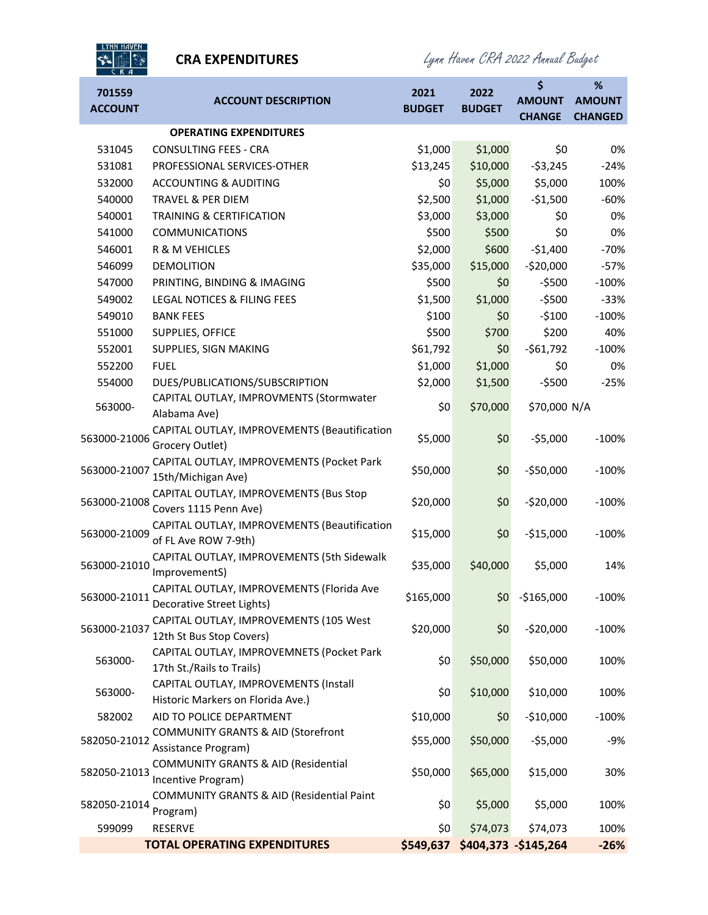## CRA EXPENDITURES

*Lynn Haven CRA 2022 Annual Budget*

| 701559 ACCOUNT | ACCOUNT DESCRIPTION | 2021 BUDGET | 2022 BUDGET | $ AMOUNT CHANGE | % AMOUNT CHANGED |
|---|---|---|---|---|---|
| | **OPERATING EXPENDITURES** | | | | |
| 531045 | CONSULTING FEES - CRA | $1,000 | $1,000 | $0 | 0% |
| 531081 | PROFESSIONAL SERVICES-OTHER | $13,245 | $10,000 | -$3,245 | -24% |
| 532000 | ACCOUNTING & AUDITING | $0 | $5,000 | $5,000 | 100% |
| 540000 | TRAVEL & PER DIEM | $2,500 | $1,000 | -$1,500 | -60% |
| 540001 | TRAINING & CERTIFICATION | $3,000 | $3,000 | $0 | 0% |
| 541000 | COMMUNICATIONS | $500 | $500 | $0 | 0% |
| 546001 | R & M VEHICLES | $2,000 | $600 | -$1,400 | -70% |
| 546099 | DEMOLITION | $35,000 | $15,000 | -$20,000 | -57% |
| 547000 | PRINTING, BINDING & IMAGING | $500 | $0 | -$500 | -100% |
| 549002 | LEGAL NOTICES & FILING FEES | $1,500 | $1,000 | -$500 | -33% |
| 549010 | BANK FEES | $100 | $0 | -$100 | -100% |
| 551000 | SUPPLIES, OFFICE | $500 | $700 | $200 | 40% |
| 552001 | SUPPLIES, SIGN MAKING | $61,792 | $0 | -$61,792 | -100% |
| 552200 | FUEL | $1,000 | $1,000 | $0 | 0% |
| 554000 | DUES/PUBLICATIONS/SUBSCRIPTION | $2,000 | $1,500 | -$500 | -25% |
| 563000- | CAPITAL OUTLAY, IMPROVMENTS (Stormwater Alabama Ave) | $0 | $70,000 | $70,000 | N/A |
| 563000-21006 | CAPITAL OUTLAY, IMPROVEMENTS (Beautification Grocery Outlet) | $5,000 | $0 | -$5,000 | -100% |
| 563000-21007 | CAPITAL OUTLAY, IMPROVEMENTS (Pocket Park 15th/Michigan Ave) | $50,000 | $0 | -$50,000 | -100% |
| 563000-21008 | CAPITAL OUTLAY, IMPROVEMENTS (Bus Stop Covers 1115 Penn Ave) | $20,000 | $0 | -$20,000 | -100% |
| 563000-21009 | CAPITAL OUTLAY, IMPROVEMENTS (Beautification of FL Ave ROW 7-9th) | $15,000 | $0 | -$15,000 | -100% |
| 563000-21010 | CAPITAL OUTLAY, IMPROVEMENTS (5th Sidewalk ImprovementS) | $35,000 | $40,000 | $5,000 | 14% |
| 563000-21011 | CAPITAL OUTLAY, IMPROVEMENTS (Florida Ave Decorative Street Lights) | $165,000 | $0 | -$165,000 | -100% |
| 563000-21037 | CAPITAL OUTLAY, IMPROVEMENTS (105 West 12th St Bus Stop Covers) | $20,000 | $0 | -$20,000 | -100% |
| 563000- | CAPITAL OUTLAY, IMPROVEMNETS (Pocket Park 17th St./Rails to Trails) | $0 | $50,000 | $50,000 | 100% |
| 563000- | CAPITAL OUTLAY, IMPROVEMENTS (Install Historic Markers on Florida Ave.) | $0 | $10,000 | $10,000 | 100% |
| 582002 | AID TO POLICE DEPARTMENT | $10,000 | $0 | -$10,000 | -100% |
| 582050-21012 | COMMUNITY GRANTS & AID (Storefront Assistance Program) | $55,000 | $50,000 | -$5,000 | -9% |
| 582050-21013 | COMMUNITY GRANTS & AID (Residential Incentive Program) | $50,000 | $65,000 | $15,000 | 30% |
| 582050-21014 | COMMUNITY GRANTS & AID (Residential Paint Program) | $0 | $5,000 | $5,000 | 100% |
| 599099 | RESERVE | $0 | $74,073 | $74,073 | 100% |
| | **TOTAL OPERATING EXPENDITURES** | **$549,637** | **$404,373** | **-$145,264** | **-26%** |